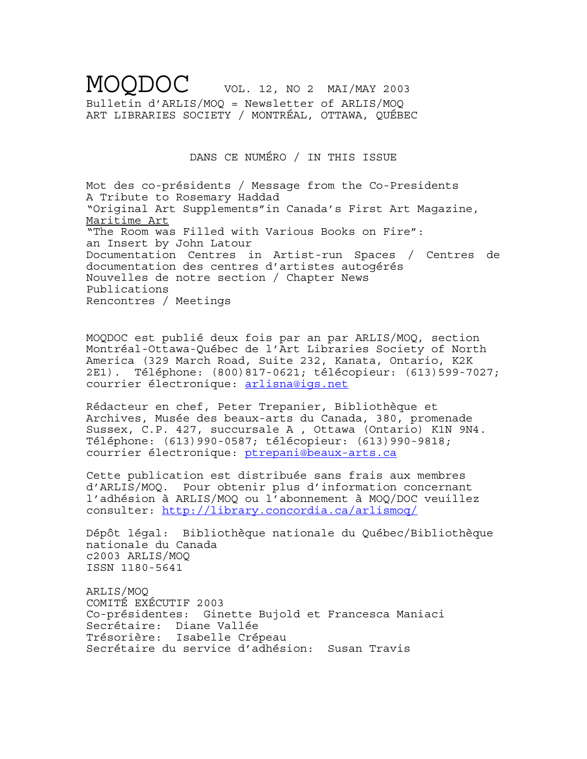# MOQDOC

VOL. 12, NO 2 MAI/MAY 2003

Bulletin d'ARLIS/MOQ = Newsletter of ARLIS/MOQ
ART LIBRARIES SOCIETY / MONTRÉAL, OTTAWA, QUÉBEC

## DANS CE NUMÉRO / IN THIS ISSUE

Mot des co-présidents / Message from the Co-Presidents
A Tribute to Rosemary Haddad
"Original Art Supplements"in Canada's First Art Magazine, Maritime Art
"The Room was Filled with Various Books on Fire": an Insert by John Latour
Documentation Centres in Artist-run Spaces / Centres de documentation des centres d'artistes autogérés
Nouvelles de notre section / Chapter News
Publications
Rencontres / Meetings

MOQDOC est publié deux fois par an par ARLIS/MOQ, section Montréal-Ottawa-Québec de l'Art Libraries Society of North America (329 March Road, Suite 232, Kanata, Ontario, K2K 2E1). Téléphone: (800)817-0621; télécopieur: (613)599-7027; courrier électronique: arlisna@igs.net

Rédacteur en chef, Peter Trepanier, Bibliothèque et Archives, Musée des beaux-arts du Canada, 380, promenade Sussex, C.P. 427, succursale A , Ottawa (Ontario) K1N 9N4. Téléphone: (613)990-0587; télécopieur: (613)990-9818; courrier électronique: ptrepani@beaux-arts.ca

Cette publication est distribuée sans frais aux membres d'ARLIS/MOQ. Pour obtenir plus d'information concernant l'adhésion à ARLIS/MOQ ou l'abonnement à MOQ/DOC veuillez consulter: http://library.concordia.ca/arlismoq/

Dépôt légal: Bibliothèque nationale du Québec/Bibliothèque nationale du Canada
c2003 ARLIS/MOQ
ISSN 1180-5641

ARLIS/MOQ
COMITÉ EXÉCUTIF 2003
Co-présidentes: Ginette Bujold et Francesca Maniaci
Secrétaire: Diane Vallée
Trésorière: Isabelle Crépeau
Secrétaire du service d'adhésion: Susan Travis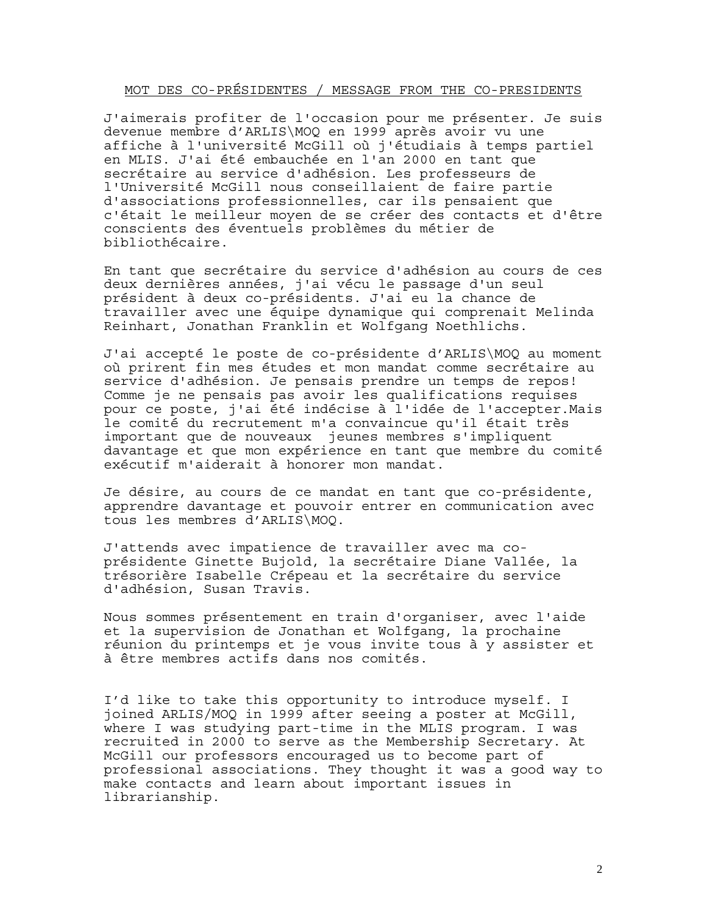## MOT DES CO-PRÉSIDENTES / MESSAGE FROM THE CO-PRESIDENTS

J'aimerais profiter de l'occasion pour me présenter. Je suis devenue membre d'ARLIS\MOQ en 1999 après avoir vu une affiche à l'université McGill où j'étudiais à temps partiel en MLIS. J'ai été embauchée en l'an 2000 en tant que secrétaire au service d'adhésion. Les professeurs de l'Université McGill nous conseillaient de faire partie d'associations professionnelles, car ils pensaient que c'était le meilleur moyen de se créer des contacts et d'être conscients des éventuels problèmes du métier de bibliothécaire.

En tant que secrétaire du service d'adhésion au cours de ces deux dernières années, j'ai vécu le passage d'un seul président à deux co-présidents. J'ai eu la chance de travailler avec une équipe dynamique qui comprenait Melinda Reinhart, Jonathan Franklin et Wolfgang Noethlichs.

J'ai accepté le poste de co-présidente d'ARLIS\MOQ au moment où prirent fin mes études et mon mandat comme secrétaire au service d'adhésion. Je pensais prendre un temps de repos! Comme je ne pensais pas avoir les qualifications requises pour ce poste, j'ai été indécise à l'idée de l'accepter.Mais le comité du recrutement m'a convaincue qu'il était très important que de nouveaux jeunes membres s'impliquent davantage et que mon expérience en tant que membre du comité exécutif m'aiderait à honorer mon mandat.

Je désire, au cours de ce mandat en tant que co-présidente, apprendre davantage et pouvoir entrer en communication avec tous les membres d'ARLIS\MOQ.

J'attends avec impatience de travailler avec ma co-présidente Ginette Bujold, la secrétaire Diane Vallée, la trésorière Isabelle Crépeau et la secrétaire du service d'adhésion, Susan Travis.

Nous sommes présentement en train d'organiser, avec l'aide et la supervision de Jonathan et Wolfgang, la prochaine réunion du printemps et je vous invite tous à y assister et à être membres actifs dans nos comités.

I'd like to take this opportunity to introduce myself. I joined ARLIS/MOQ in 1999 after seeing a poster at McGill, where I was studying part-time in the MLIS program. I was recruited in 2000 to serve as the Membership Secretary. At McGill our professors encouraged us to become part of professional associations. They thought it was a good way to make contacts and learn about important issues in librarianship.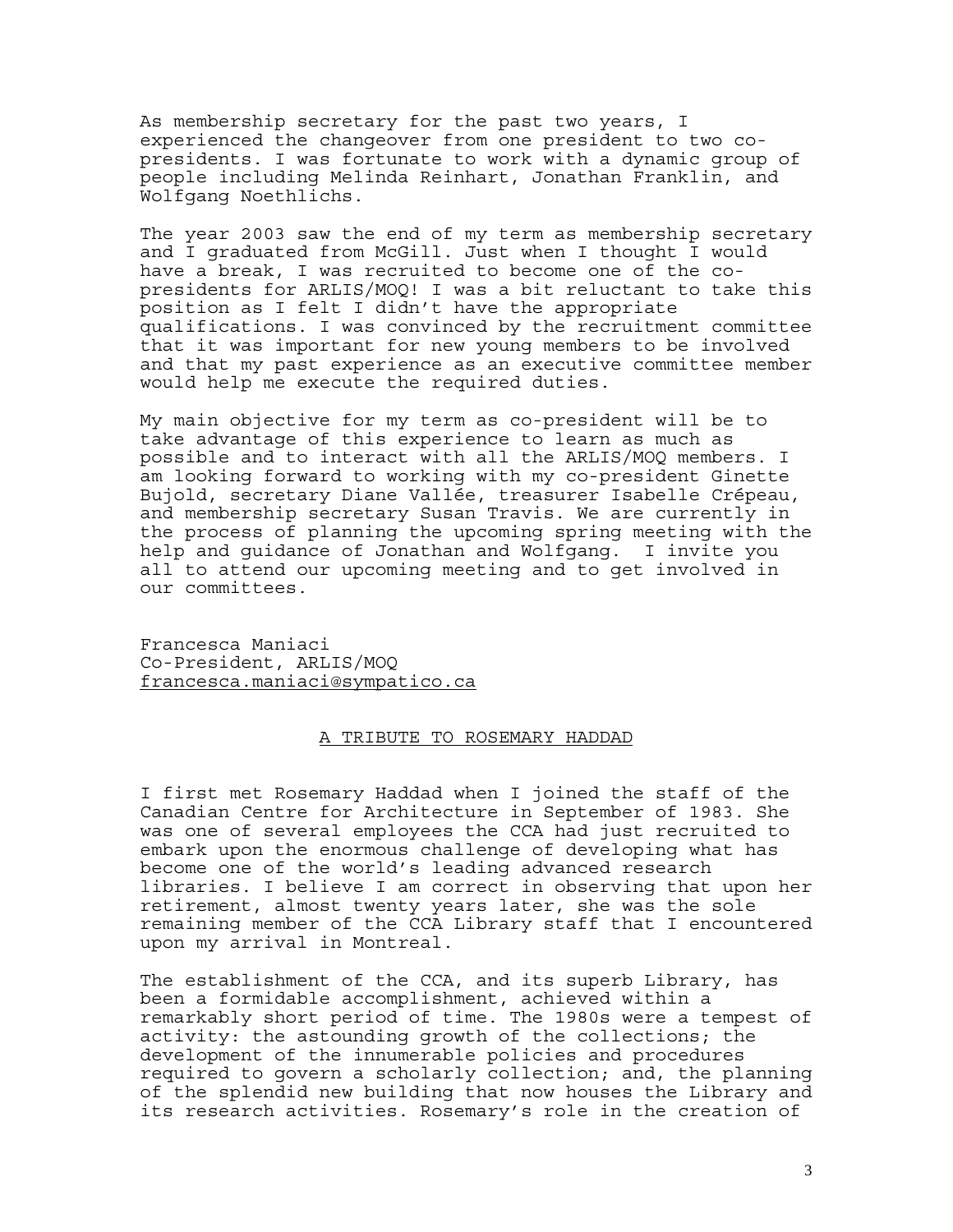As membership secretary for the past two years, I experienced the changeover from one president to two co-presidents. I was fortunate to work with a dynamic group of people including Melinda Reinhart, Jonathan Franklin, and Wolfgang Noethlichs.

The year 2003 saw the end of my term as membership secretary and I graduated from McGill. Just when I thought I would have a break, I was recruited to become one of the co-presidents for ARLIS/MOQ! I was a bit reluctant to take this position as I felt I didn't have the appropriate qualifications. I was convinced by the recruitment committee that it was important for new young members to be involved and that my past experience as an executive committee member would help me execute the required duties.

My main objective for my term as co-president will be to take advantage of this experience to learn as much as possible and to interact with all the ARLIS/MOQ members. I am looking forward to working with my co-president Ginette Bujold, secretary Diane Vallée, treasurer Isabelle Crépeau, and membership secretary Susan Travis. We are currently in the process of planning the upcoming spring meeting with the help and guidance of Jonathan and Wolfgang. I invite you all to attend our upcoming meeting and to get involved in our committees.

Francesca Maniaci
Co-President, ARLIS/MOQ
francesca.maniaci@sympatico.ca

## A TRIBUTE TO ROSEMARY HADDAD

I first met Rosemary Haddad when I joined the staff of the Canadian Centre for Architecture in September of 1983. She was one of several employees the CCA had just recruited to embark upon the enormous challenge of developing what has become one of the world's leading advanced research libraries. I believe I am correct in observing that upon her retirement, almost twenty years later, she was the sole remaining member of the CCA Library staff that I encountered upon my arrival in Montreal.

The establishment of the CCA, and its superb Library, has been a formidable accomplishment, achieved within a remarkably short period of time. The 1980s were a tempest of activity: the astounding growth of the collections; the development of the innumerable policies and procedures required to govern a scholarly collection; and, the planning of the splendid new building that now houses the Library and its research activities. Rosemary's role in the creation of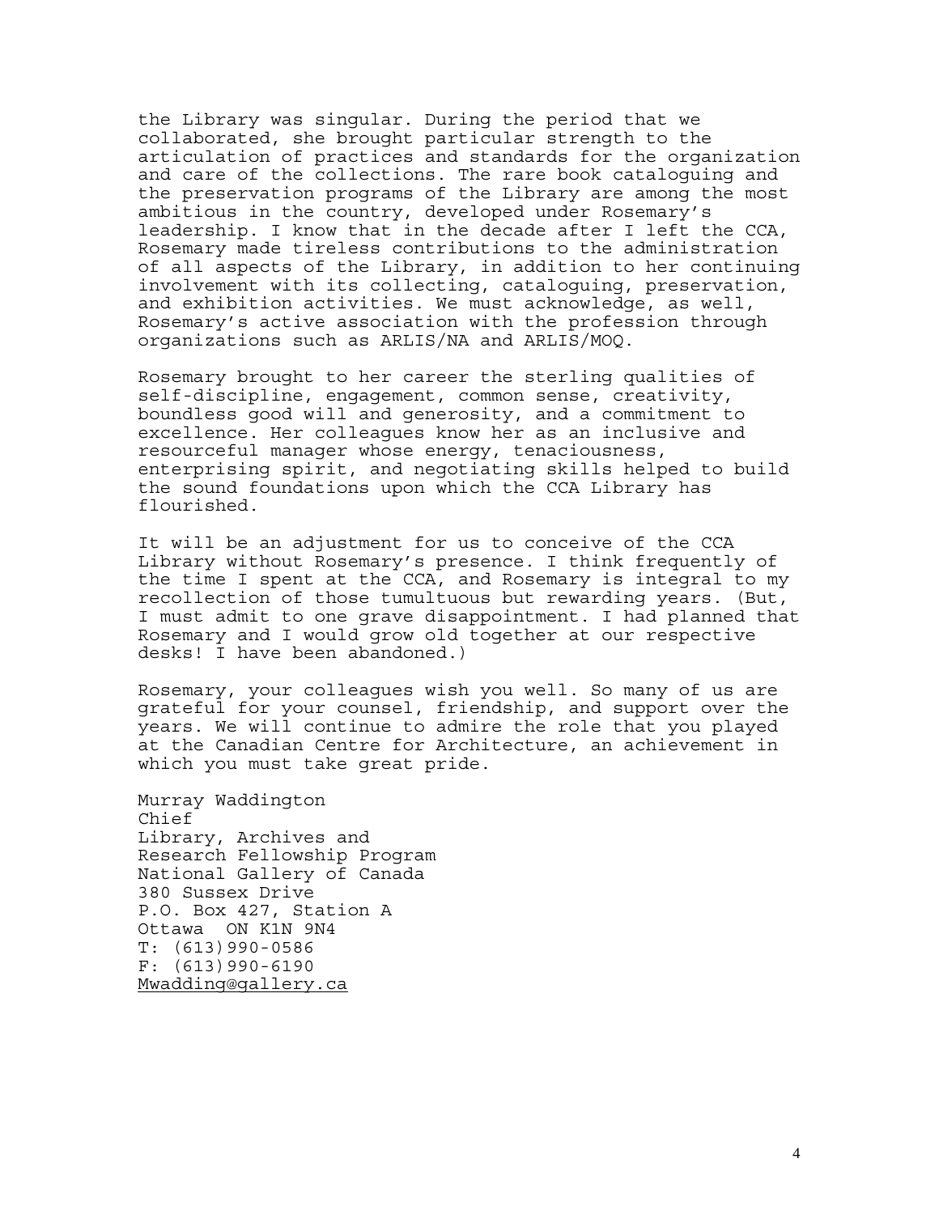the Library was singular. During the period that we collaborated, she brought particular strength to the articulation of practices and standards for the organization and care of the collections. The rare book cataloguing and the preservation programs of the Library are among the most ambitious in the country, developed under Rosemary's leadership. I know that in the decade after I left the CCA, Rosemary made tireless contributions to the administration of all aspects of the Library, in addition to her continuing involvement with its collecting, cataloguing, preservation, and exhibition activities. We must acknowledge, as well, Rosemary's active association with the profession through organizations such as ARLIS/NA and ARLIS/MOQ.

Rosemary brought to her career the sterling qualities of self-discipline, engagement, common sense, creativity, boundless good will and generosity, and a commitment to excellence. Her colleagues know her as an inclusive and resourceful manager whose energy, tenaciousness, enterprising spirit, and negotiating skills helped to build the sound foundations upon which the CCA Library has flourished.

It will be an adjustment for us to conceive of the CCA Library without Rosemary's presence. I think frequently of the time I spent at the CCA, and Rosemary is integral to my recollection of those tumultuous but rewarding years. (But, I must admit to one grave disappointment. I had planned that Rosemary and I would grow old together at our respective desks! I have been abandoned.)

Rosemary, your colleagues wish you well. So many of us are grateful for your counsel, friendship, and support over the years. We will continue to admire the role that you played at the Canadian Centre for Architecture, an achievement in which you must take great pride.

Murray Waddington
Chief
Library, Archives and
Research Fellowship Program
National Gallery of Canada
380 Sussex Drive
P.O. Box 427, Station A
Ottawa ON K1N 9N4
T: (613)990-0586
F: (613)990-6190
Mwadding@gallery.ca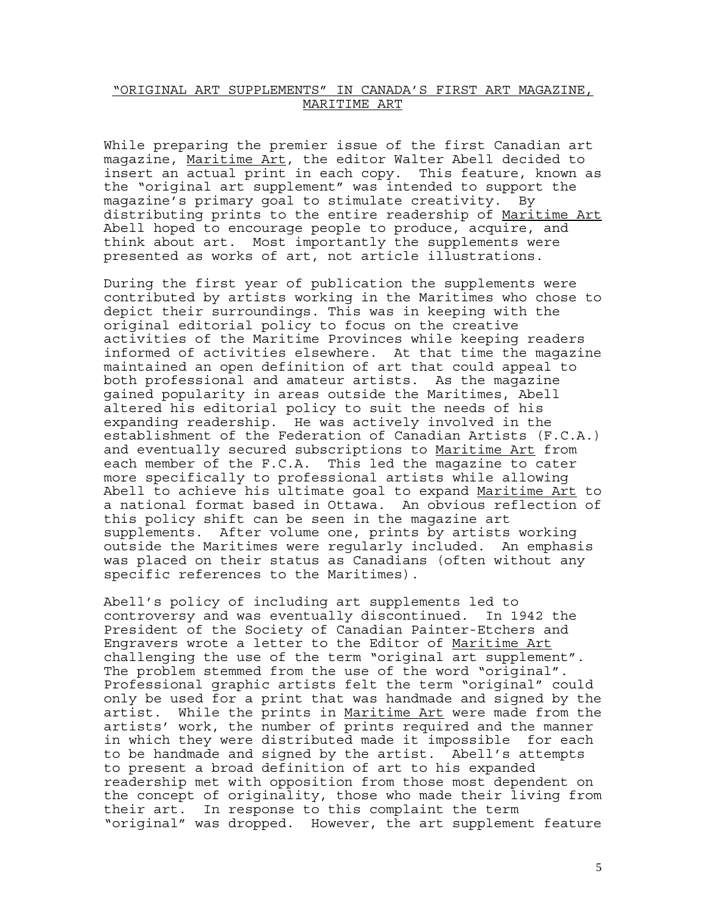## "ORIGINAL ART SUPPLEMENTS" IN CANADA'S FIRST ART MAGAZINE, MARITIME ART

While preparing the premier issue of the first Canadian art magazine, Maritime Art, the editor Walter Abell decided to insert an actual print in each copy. This feature, known as the "original art supplement" was intended to support the magazine's primary goal to stimulate creativity. By distributing prints to the entire readership of Maritime Art Abell hoped to encourage people to produce, acquire, and think about art. Most importantly the supplements were presented as works of art, not article illustrations.

During the first year of publication the supplements were contributed by artists working in the Maritimes who chose to depict their surroundings. This was in keeping with the original editorial policy to focus on the creative activities of the Maritime Provinces while keeping readers informed of activities elsewhere. At that time the magazine maintained an open definition of art that could appeal to both professional and amateur artists. As the magazine gained popularity in areas outside the Maritimes, Abell altered his editorial policy to suit the needs of his expanding readership. He was actively involved in the establishment of the Federation of Canadian Artists (F.C.A.) and eventually secured subscriptions to Maritime Art from each member of the F.C.A. This led the magazine to cater more specifically to professional artists while allowing Abell to achieve his ultimate goal to expand Maritime Art to a national format based in Ottawa. An obvious reflection of this policy shift can be seen in the magazine art supplements. After volume one, prints by artists working outside the Maritimes were regularly included. An emphasis was placed on their status as Canadians (often without any specific references to the Maritimes).

Abell's policy of including art supplements led to controversy and was eventually discontinued. In 1942 the President of the Society of Canadian Painter-Etchers and Engravers wrote a letter to the Editor of Maritime Art challenging the use of the term "original art supplement". The problem stemmed from the use of the word "original". Professional graphic artists felt the term "original" could only be used for a print that was handmade and signed by the artist. While the prints in Maritime Art were made from the artists' work, the number of prints required and the manner in which they were distributed made it impossible for each to be handmade and signed by the artist. Abell's attempts to present a broad definition of art to his expanded readership met with opposition from those most dependent on the concept of originality, those who made their living from their art. In response to this complaint the term "original" was dropped. However, the art supplement feature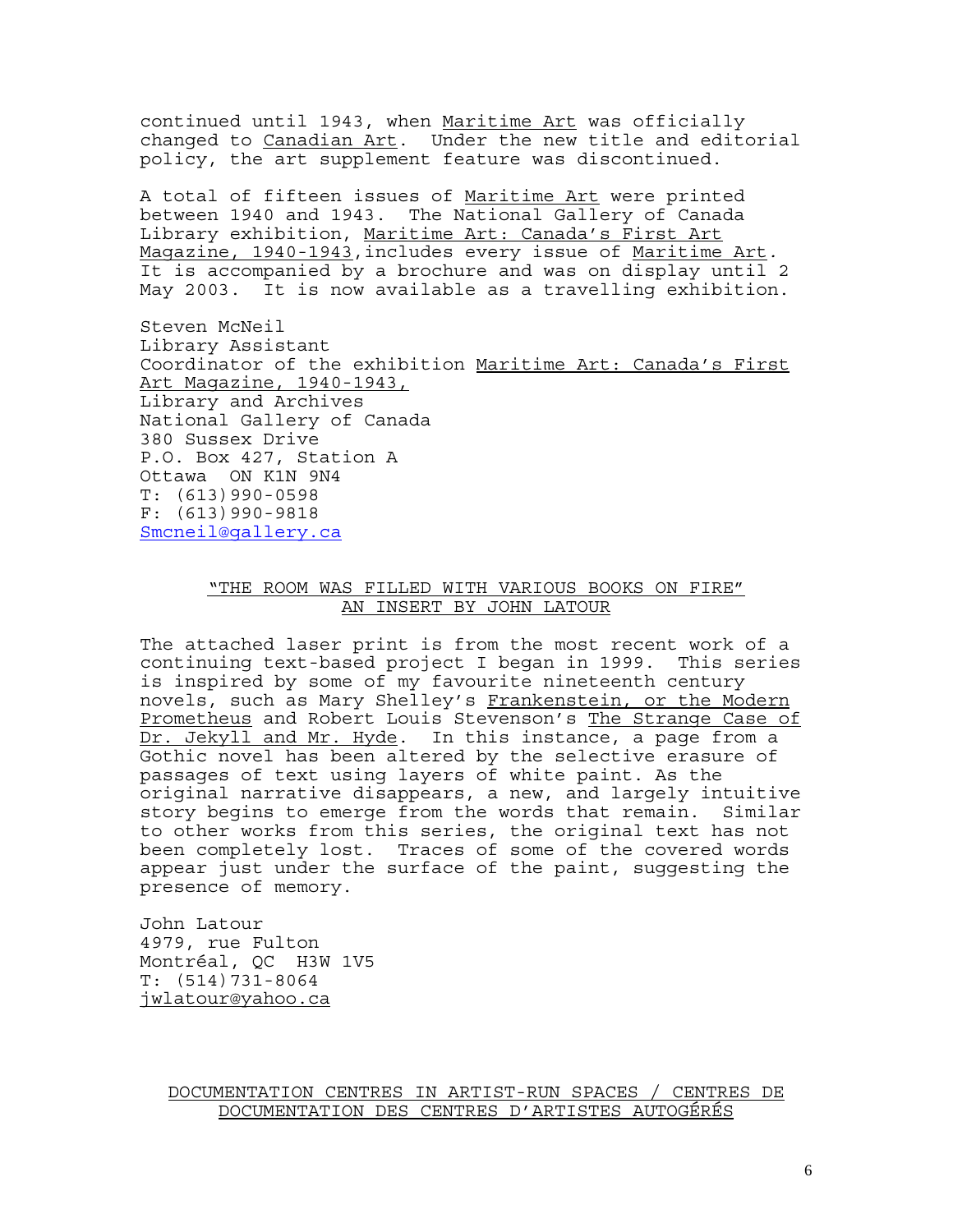continued until 1943, when Maritime Art was officially changed to Canadian Art. Under the new title and editorial policy, the art supplement feature was discontinued.

A total of fifteen issues of Maritime Art were printed between 1940 and 1943. The National Gallery of Canada Library exhibition, Maritime Art: Canada's First Art Magazine, 1940-1943, includes every issue of Maritime Art. It is accompanied by a brochure and was on display until 2 May 2003. It is now available as a travelling exhibition.

Steven McNeil
Library Assistant
Coordinator of the exhibition Maritime Art: Canada's First Art Magazine, 1940-1943,
Library and Archives
National Gallery of Canada
380 Sussex Drive
P.O. Box 427, Station A
Ottawa ON K1N 9N4
T: (613)990-0598
F: (613)990-9818
Smcneil@gallery.ca

## "THE ROOM WAS FILLED WITH VARIOUS BOOKS ON FIRE" AN INSERT BY JOHN LATOUR

The attached laser print is from the most recent work of a continuing text-based project I began in 1999. This series is inspired by some of my favourite nineteenth century novels, such as Mary Shelley's Frankenstein, or the Modern Prometheus and Robert Louis Stevenson's The Strange Case of Dr. Jekyll and Mr. Hyde. In this instance, a page from a Gothic novel has been altered by the selective erasure of passages of text using layers of white paint. As the original narrative disappears, a new, and largely intuitive story begins to emerge from the words that remain. Similar to other works from this series, the original text has not been completely lost. Traces of some of the covered words appear just under the surface of the paint, suggesting the presence of memory.

John Latour
4979, rue Fulton
Montréal, QC H3W 1V5
T: (514)731-8064
jwlatour@yahoo.ca

## DOCUMENTATION CENTRES IN ARTIST-RUN SPACES / CENTRES DE DOCUMENTATION DES CENTRES D'ARTISTES AUTOGÉRÉS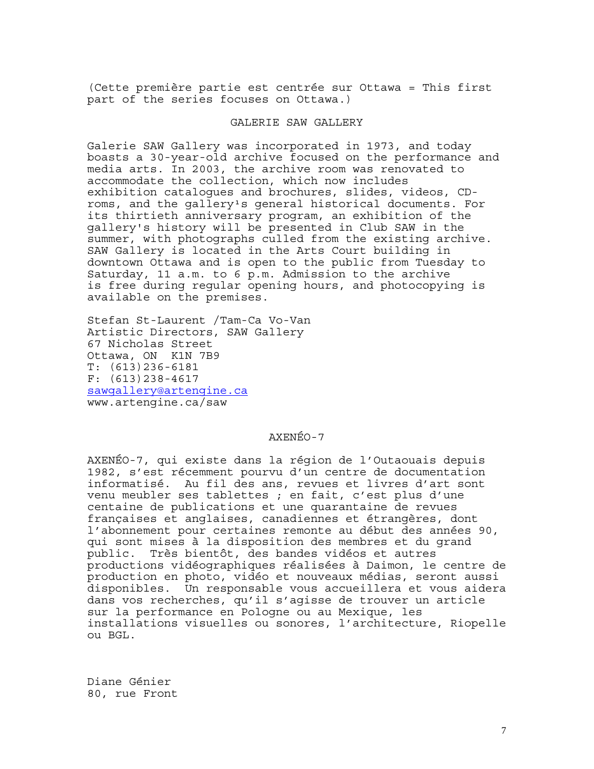(Cette première partie est centrée sur Ottawa = This first part of the series focuses on Ottawa.)

## GALERIE SAW GALLERY

Galerie SAW Gallery was incorporated in 1973, and today boasts a 30-year-old archive focused on the performance and media arts. In 2003, the archive room was renovated to accommodate the collection, which now includes exhibition catalogues and brochures, slides, videos, CD-roms, and the gallery¹s general historical documents. For its thirtieth anniversary program, an exhibition of the gallery's history will be presented in Club SAW in the summer, with photographs culled from the existing archive. SAW Gallery is located in the Arts Court building in downtown Ottawa and is open to the public from Tuesday to Saturday, 11 a.m. to 6 p.m. Admission to the archive is free during regular opening hours, and photocopying is available on the premises.

Stefan St-Laurent /Tam-Ca Vo-Van
Artistic Directors, SAW Gallery
67 Nicholas Street
Ottawa, ON  K1N 7B9
T: (613)236-6181
F: (613)238-4617
sawgallery@artengine.ca
www.artengine.ca/saw

## AXENÉO-7

AXENÉO-7, qui existe dans la région de l'Outaouais depuis 1982, s'est récemment pourvu d'un centre de documentation informatisé. Au fil des ans, revues et livres d'art sont venu meubler ses tablettes ; en fait, c'est plus d'une centaine de publications et une quarantaine de revues françaises et anglaises, canadiennes et étrangères, dont l'abonnement pour certaines remonte au début des années 90, qui sont mises à la disposition des membres et du grand public. Très bientôt, des bandes vidéos et autres productions vidéographiques réalisées à Daimon, le centre de production en photo, vidéo et nouveaux médias, seront aussi disponibles. Un responsable vous accueillera et vous aidera dans vos recherches, qu'il s'agisse de trouver un article sur la performance en Pologne ou au Mexique, les installations visuelles ou sonores, l'architecture, Riopelle ou BGL.

Diane Génier
80, rue Front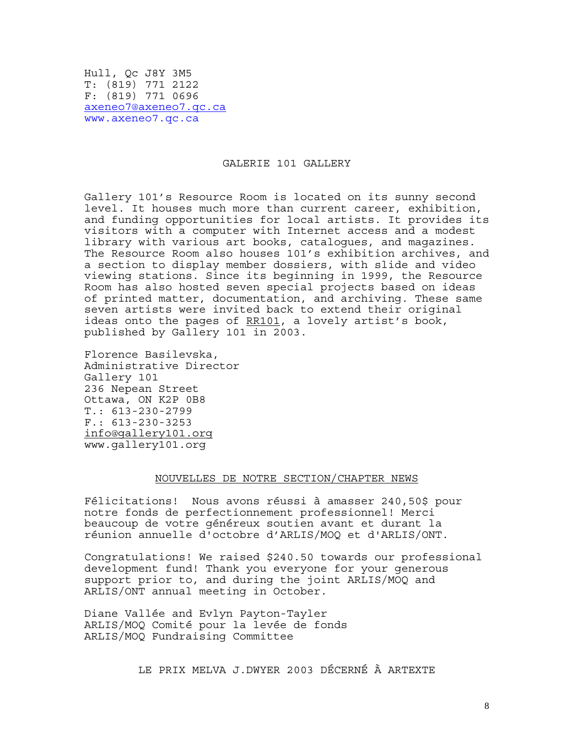Hull, Qc J8Y 3M5
T: (819) 771 2122
F: (819) 771 0696
axeneo7@axeneo7.qc.ca
www.axeneo7.qc.ca

## GALERIE 101 GALLERY

Gallery 101's Resource Room is located on its sunny second level. It houses much more than current career, exhibition, and funding opportunities for local artists. It provides its visitors with a computer with Internet access and a modest library with various art books, catalogues, and magazines. The Resource Room also houses 101's exhibition archives, and a section to display member dossiers, with slide and video viewing stations. Since its beginning in 1999, the Resource Room has also hosted seven special projects based on ideas of printed matter, documentation, and archiving. These same seven artists were invited back to extend their original ideas onto the pages of RR101, a lovely artist's book, published by Gallery 101 in 2003.

Florence Basilevska,
Administrative Director
Gallery 101
236 Nepean Street
Ottawa, ON K2P 0B8
T.: 613-230-2799
F.: 613-230-3253
info@gallery101.org
www.gallery101.org

## NOUVELLES DE NOTRE SECTION/CHAPTER NEWS

Félicitations! Nous avons réussi à amasser 240,50$ pour notre fonds de perfectionnement professionnel! Merci beaucoup de votre généreux soutien avant et durant la réunion annuelle d'octobre d'ARLIS/MOQ et d'ARLIS/ONT.

Congratulations! We raised $240.50 towards our professional development fund! Thank you everyone for your generous support prior to, and during the joint ARLIS/MOQ and ARLIS/ONT annual meeting in October.

Diane Vallée and Evlyn Payton-Tayler
ARLIS/MOQ Comité pour la levée de fonds
ARLIS/MOQ Fundraising Committee

## LE PRIX MELVA J.DWYER 2003 DÉCERNÉ À ARTEXTE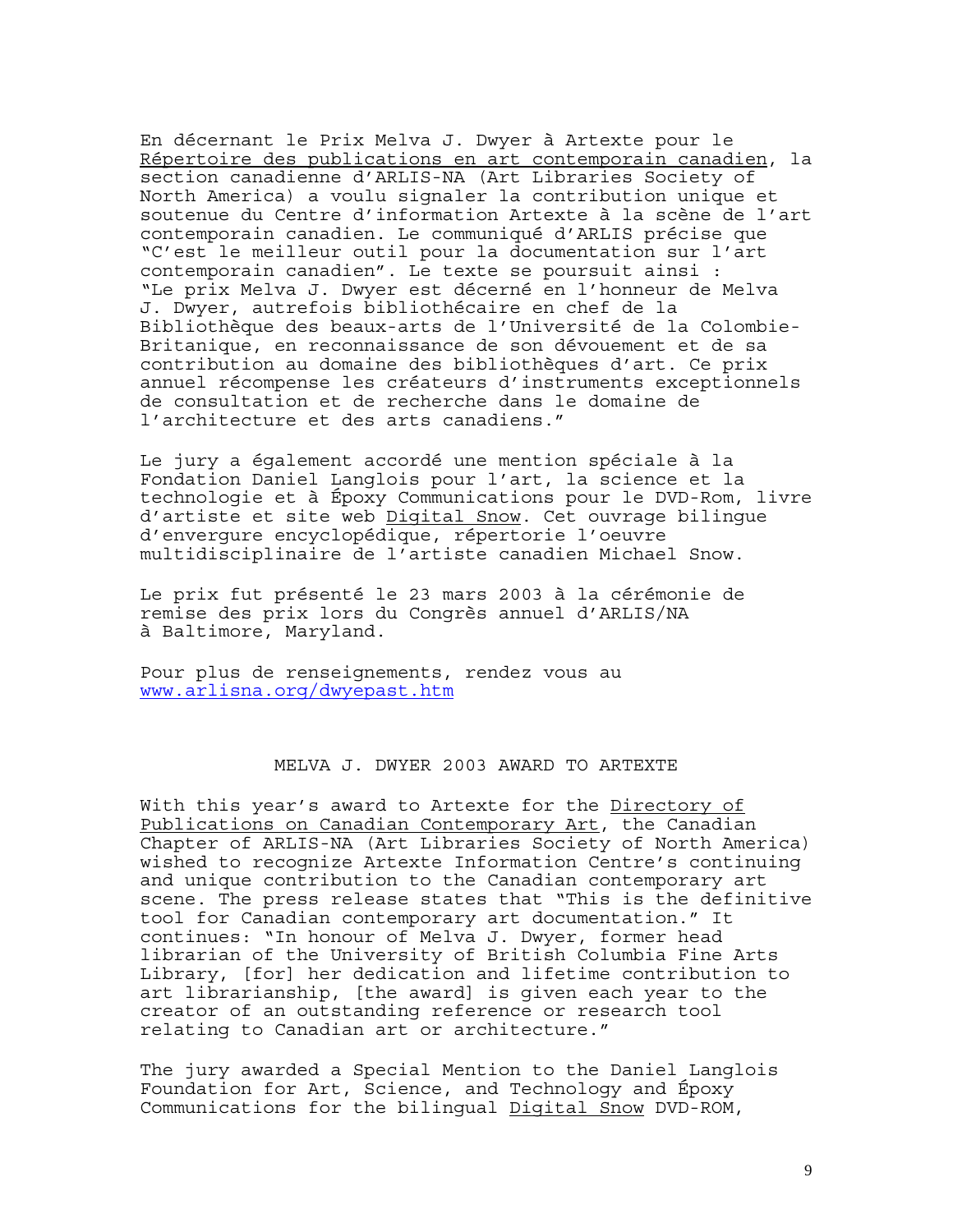En décernant le Prix Melva J. Dwyer à Artexte pour le Répertoire des publications en art contemporain canadien, la section canadienne d'ARLIS-NA (Art Libraries Society of North America) a voulu signaler la contribution unique et soutenue du Centre d'information Artexte à la scène de l'art contemporain canadien. Le communiqué d'ARLIS précise que "C'est le meilleur outil pour la documentation sur l'art contemporain canadien". Le texte se poursuit ainsi : "Le prix Melva J. Dwyer est décerné en l'honneur de Melva J. Dwyer, autrefois bibliothécaire en chef de la Bibliothèque des beaux-arts de l'Université de la Colombie-Britanique, en reconnaissance de son dévouement et de sa contribution au domaine des bibliothèques d'art. Ce prix annuel récompense les créateurs d'instruments exceptionnels de consultation et de recherche dans le domaine de l'architecture et des arts canadiens."

Le jury a également accordé une mention spéciale à la Fondation Daniel Langlois pour l'art, la science et la technologie et à Époxy Communications pour le DVD-Rom, livre d'artiste et site web Digital Snow. Cet ouvrage bilingue d'envergure encyclopédique, répertorie l'oeuvre multidisciplinaire de l'artiste canadien Michael Snow.

Le prix fut présenté le 23 mars 2003 à la cérémonie de remise des prix lors du Congrès annuel d'ARLIS/NA à Baltimore, Maryland.

Pour plus de renseignements, rendez vous au [www.arlisna.org/dwyepast.htm](www.arlisna.org/dwyepast.htm)

## MELVA J. DWYER 2003 AWARD TO ARTEXTE

With this year's award to Artexte for the Directory of Publications on Canadian Contemporary Art, the Canadian Chapter of ARLIS-NA (Art Libraries Society of North America) wished to recognize Artexte Information Centre's continuing and unique contribution to the Canadian contemporary art scene. The press release states that "This is the definitive tool for Canadian contemporary art documentation." It continues: "In honour of Melva J. Dwyer, former head librarian of the University of British Columbia Fine Arts Library, [for] her dedication and lifetime contribution to art librarianship, [the award] is given each year to the creator of an outstanding reference or research tool relating to Canadian art or architecture."

The jury awarded a Special Mention to the Daniel Langlois Foundation for Art, Science, and Technology and Époxy Communications for the bilingual Digital Snow DVD-ROM,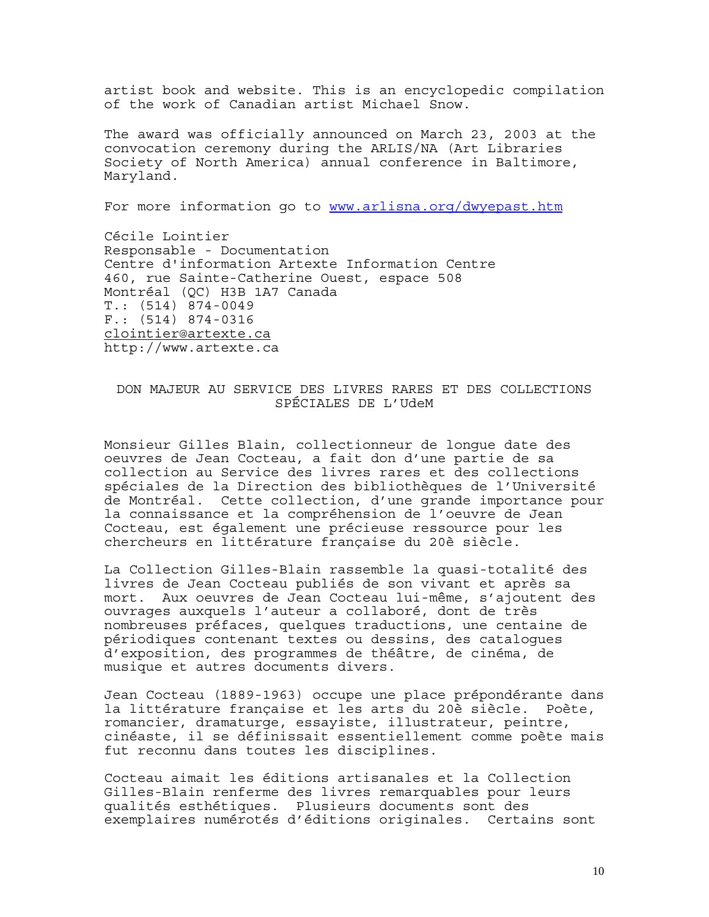artist book and website. This is an encyclopedic compilation of the work of Canadian artist Michael Snow.

The award was officially announced on March 23, 2003 at the convocation ceremony during the ARLIS/NA (Art Libraries Society of North America) annual conference in Baltimore, Maryland.

For more information go to www.arlisna.org/dwyepast.htm

Cécile Lointier
Responsable - Documentation
Centre d'information Artexte Information Centre
460, rue Sainte-Catherine Ouest, espace 508
Montréal (QC) H3B 1A7 Canada
T.: (514) 874-0049
F.: (514) 874-0316
clointier@artexte.ca
http://www.artexte.ca

## DON MAJEUR AU SERVICE DES LIVRES RARES ET DES COLLECTIONS SPÉCIALES DE L'UdeM

Monsieur Gilles Blain, collectionneur de longue date des oeuvres de Jean Cocteau, a fait don d'une partie de sa collection au Service des livres rares et des collections spéciales de la Direction des bibliothèques de l'Université de Montréal. Cette collection, d'une grande importance pour la connaissance et la compréhension de l'oeuvre de Jean Cocteau, est également une précieuse ressource pour les chercheurs en littérature française du 20è siècle.

La Collection Gilles-Blain rassemble la quasi-totalité des livres de Jean Cocteau publiés de son vivant et après sa mort. Aux oeuvres de Jean Cocteau lui-même, s'ajoutent des ouvrages auxquels l'auteur a collaboré, dont de très nombreuses préfaces, quelques traductions, une centaine de périodiques contenant textes ou dessins, des catalogues d'exposition, des programmes de théâtre, de cinéma, de musique et autres documents divers.

Jean Cocteau (1889-1963) occupe une place prépondérante dans la littérature française et les arts du 20è siècle. Poète, romancier, dramaturge, essayiste, illustrateur, peintre, cinéaste, il se définissait essentiellement comme poète mais fut reconnu dans toutes les disciplines.

Cocteau aimait les éditions artisanales et la Collection Gilles-Blain renferme des livres remarquables pour leurs qualités esthétiques. Plusieurs documents sont des exemplaires numérotés d'éditions originales. Certains sont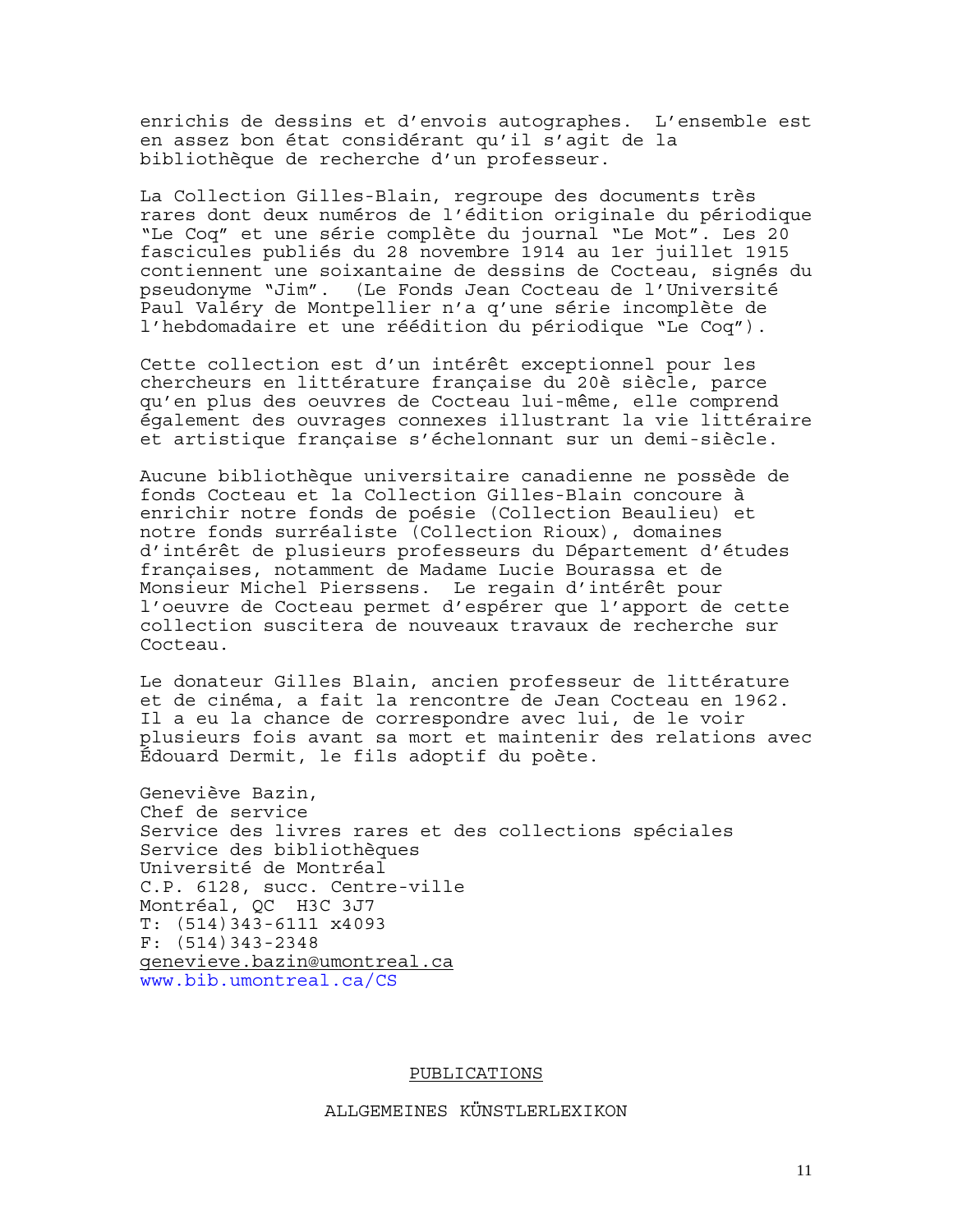enrichis de dessins et d'envois autographes. L'ensemble est en assez bon état considérant qu'il s'agit de la bibliothèque de recherche d'un professeur.

La Collection Gilles-Blain, regroupe des documents très rares dont deux numéros de l'édition originale du périodique "Le Coq" et une série complète du journal "Le Mot". Les 20 fascicules publiés du 28 novembre 1914 au 1er juillet 1915 contiennent une soixantaine de dessins de Cocteau, signés du pseudonyme "Jim". (Le Fonds Jean Cocteau de l'Université Paul Valéry de Montpellier n'a q'une série incomplète de l'hebdomadaire et une réédition du périodique "Le Coq").

Cette collection est d'un intérêt exceptionnel pour les chercheurs en littérature française du 20è siècle, parce qu'en plus des oeuvres de Cocteau lui-même, elle comprend également des ouvrages connexes illustrant la vie littéraire et artistique française s'échelonnant sur un demi-siècle.

Aucune bibliothèque universitaire canadienne ne possède de fonds Cocteau et la Collection Gilles-Blain concoure à enrichir notre fonds de poésie (Collection Beaulieu) et notre fonds surréaliste (Collection Rioux), domaines d'intérêt de plusieurs professeurs du Département d'études françaises, notamment de Madame Lucie Bourassa et de Monsieur Michel Pierssens. Le regain d'intérêt pour l'oeuvre de Cocteau permet d'espérer que l'apport de cette collection suscitera de nouveaux travaux de recherche sur Cocteau.

Le donateur Gilles Blain, ancien professeur de littérature et de cinéma, a fait la rencontre de Jean Cocteau en 1962. Il a eu la chance de correspondre avec lui, de le voir plusieurs fois avant sa mort et maintenir des relations avec Édouard Dermit, le fils adoptif du poète.

Geneviève Bazin,
Chef de service
Service des livres rares et des collections spéciales
Service des bibliothèques
Université de Montréal
C.P. 6128, succ. Centre-ville
Montréal, QC H3C 3J7
T: (514)343-6111 x4093
F: (514)343-2348
genevieve.bazin@umontreal.ca
www.bib.umontreal.ca/CS

## PUBLICATIONS

### ALLGEMEINES KÜNSTLERLEXIKON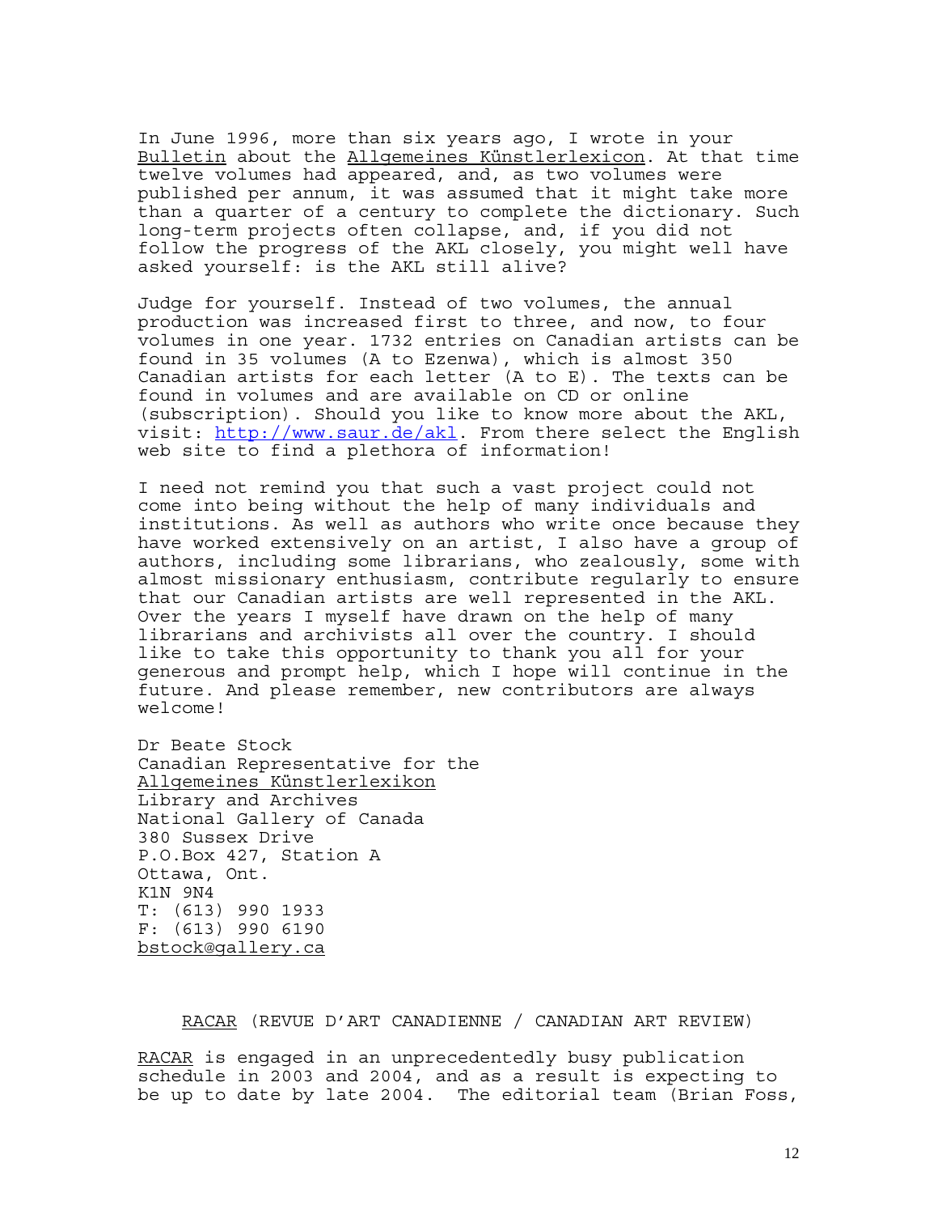In June 1996, more than six years ago, I wrote in your Bulletin about the Allgemeines Künstlerlexicon. At that time twelve volumes had appeared, and, as two volumes were published per annum, it was assumed that it might take more than a quarter of a century to complete the dictionary. Such long-term projects often collapse, and, if you did not follow the progress of the AKL closely, you might well have asked yourself: is the AKL still alive?

Judge for yourself. Instead of two volumes, the annual production was increased first to three, and now, to four volumes in one year. 1732 entries on Canadian artists can be found in 35 volumes (A to Ezenwa), which is almost 350 Canadian artists for each letter (A to E). The texts can be found in volumes and are available on CD or online (subscription). Should you like to know more about the AKL, visit: http://www.saur.de/akl. From there select the English web site to find a plethora of information!

I need not remind you that such a vast project could not come into being without the help of many individuals and institutions. As well as authors who write once because they have worked extensively on an artist, I also have a group of authors, including some librarians, who zealously, some with almost missionary enthusiasm, contribute regularly to ensure that our Canadian artists are well represented in the AKL. Over the years I myself have drawn on the help of many librarians and archivists all over the country. I should like to take this opportunity to thank you all for your generous and prompt help, which I hope will continue in the future. And please remember, new contributors are always welcome!

Dr Beate Stock  
Canadian Representative for the  
Allgemeines Künstlerlexikon  
Library and Archives  
National Gallery of Canada  
380 Sussex Drive  
P.O.Box 427, Station A  
Ottawa, Ont.  
K1N 9N4  
T: (613) 990 1933  
F: (613) 990 6190  
bstock@gallery.ca

## RACAR (REVUE D'ART CANADIENNE / CANADIAN ART REVIEW)

RACAR is engaged in an unprecedentedly busy publication schedule in 2003 and 2004, and as a result is expecting to be up to date by late 2004. The editorial team (Brian Foss,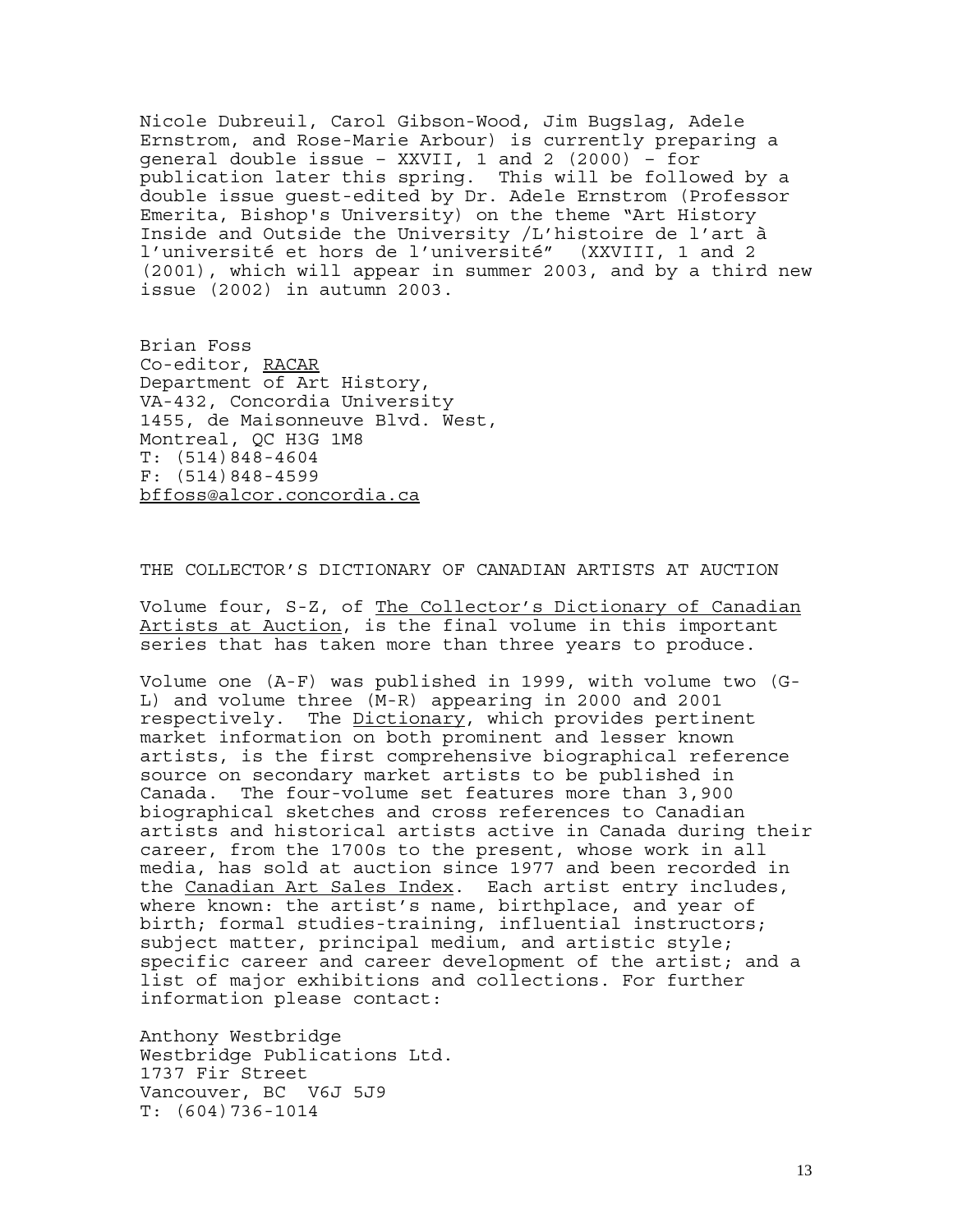Nicole Dubreuil, Carol Gibson-Wood, Jim Bugslag, Adele Ernstrom, and Rose-Marie Arbour) is currently preparing a general double issue – XXVII, 1 and 2 (2000) – for publication later this spring. This will be followed by a double issue guest-edited by Dr. Adele Ernstrom (Professor Emerita, Bishop's University) on the theme "Art History Inside and Outside the University /L'histoire de l'art à l'université et hors de l'université" (XXVIII, 1 and 2 (2001), which will appear in summer 2003, and by a third new issue (2002) in autumn 2003.

Brian Foss  
Co-editor, RACAR  
Department of Art History,  
VA-432, Concordia University  
1455, de Maisonneuve Blvd. West,  
Montreal, QC H3G 1M8  
T: (514)848-4604  
F: (514)848-4599  
bffoss@alcor.concordia.ca

THE COLLECTOR'S DICTIONARY OF CANADIAN ARTISTS AT AUCTION

Volume four, S-Z, of The Collector's Dictionary of Canadian Artists at Auction, is the final volume in this important series that has taken more than three years to produce.

Volume one (A-F) was published in 1999, with volume two (G-L) and volume three (M-R) appearing in 2000 and 2001 respectively. The Dictionary, which provides pertinent market information on both prominent and lesser known artists, is the first comprehensive biographical reference source on secondary market artists to be published in Canada. The four-volume set features more than 3,900 biographical sketches and cross references to Canadian artists and historical artists active in Canada during their career, from the 1700s to the present, whose work in all media, has sold at auction since 1977 and been recorded in the Canadian Art Sales Index. Each artist entry includes, where known: the artist's name, birthplace, and year of birth; formal studies-training, influential instructors; subject matter, principal medium, and artistic style; specific career and career development of the artist; and a list of major exhibitions and collections. For further information please contact:

Anthony Westbridge  
Westbridge Publications Ltd.  
1737 Fir Street  
Vancouver, BC V6J 5J9  
T: (604)736-1014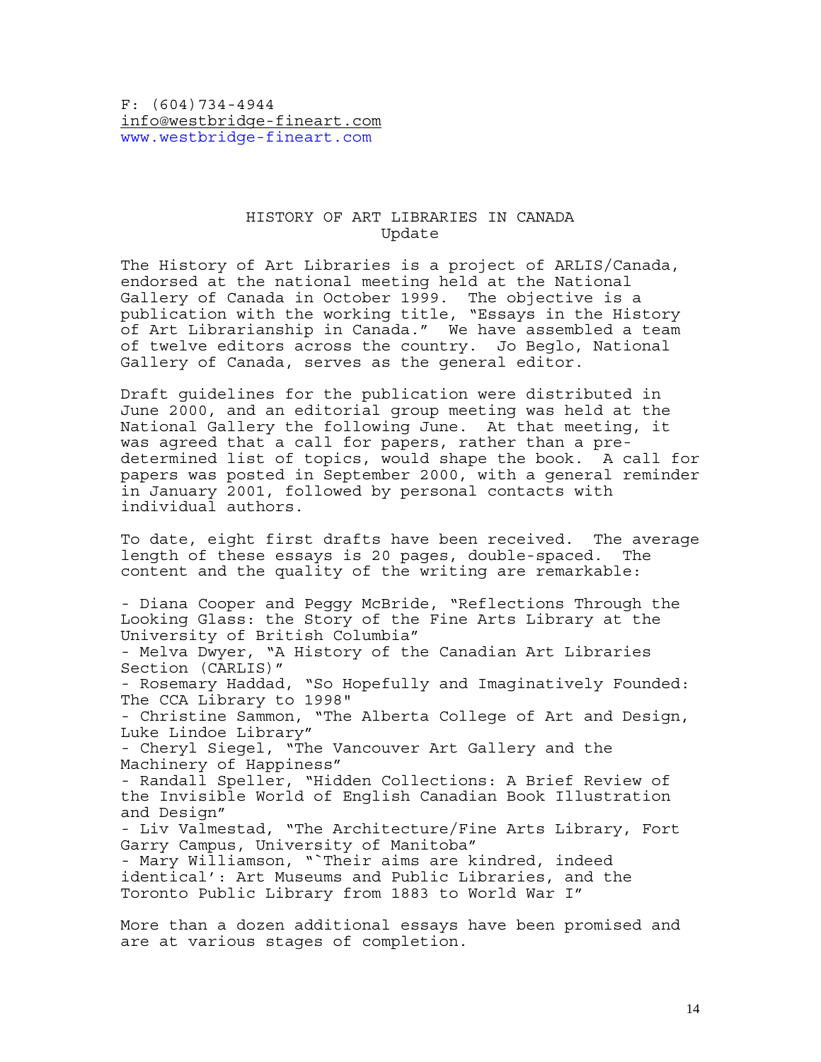F: (604)734-4944
info@westbridge-fineart.com
www.westbridge-fineart.com

## HISTORY OF ART LIBRARIES IN CANADA
Update

The History of Art Libraries is a project of ARLIS/Canada, endorsed at the national meeting held at the National Gallery of Canada in October 1999. The objective is a publication with the working title, "Essays in the History of Art Librarianship in Canada." We have assembled a team of twelve editors across the country. Jo Beglo, National Gallery of Canada, serves as the general editor.

Draft guidelines for the publication were distributed in June 2000, and an editorial group meeting was held at the National Gallery the following June. At that meeting, it was agreed that a call for papers, rather than a pre-determined list of topics, would shape the book. A call for papers was posted in September 2000, with a general reminder in January 2001, followed by personal contacts with individual authors.

To date, eight first drafts have been received. The average length of these essays is 20 pages, double-spaced. The content and the quality of the writing are remarkable:

- Diana Cooper and Peggy McBride, "Reflections Through the Looking Glass: the Story of the Fine Arts Library at the University of British Columbia"
- Melva Dwyer, "A History of the Canadian Art Libraries Section (CARLIS)"
- Rosemary Haddad, "So Hopefully and Imaginatively Founded: The CCA Library to 1998"
- Christine Sammon, "The Alberta College of Art and Design, Luke Lindoe Library"
- Cheryl Siegel, "The Vancouver Art Gallery and the Machinery of Happiness"
- Randall Speller, "Hidden Collections: A Brief Review of the Invisible World of English Canadian Book Illustration and Design"
- Liv Valmestad, "The Architecture/Fine Arts Library, Fort Garry Campus, University of Manitoba"
- Mary Williamson, "`Their aims are kindred, indeed identical': Art Museums and Public Libraries, and the Toronto Public Library from 1883 to World War I"

More than a dozen additional essays have been promised and are at various stages of completion.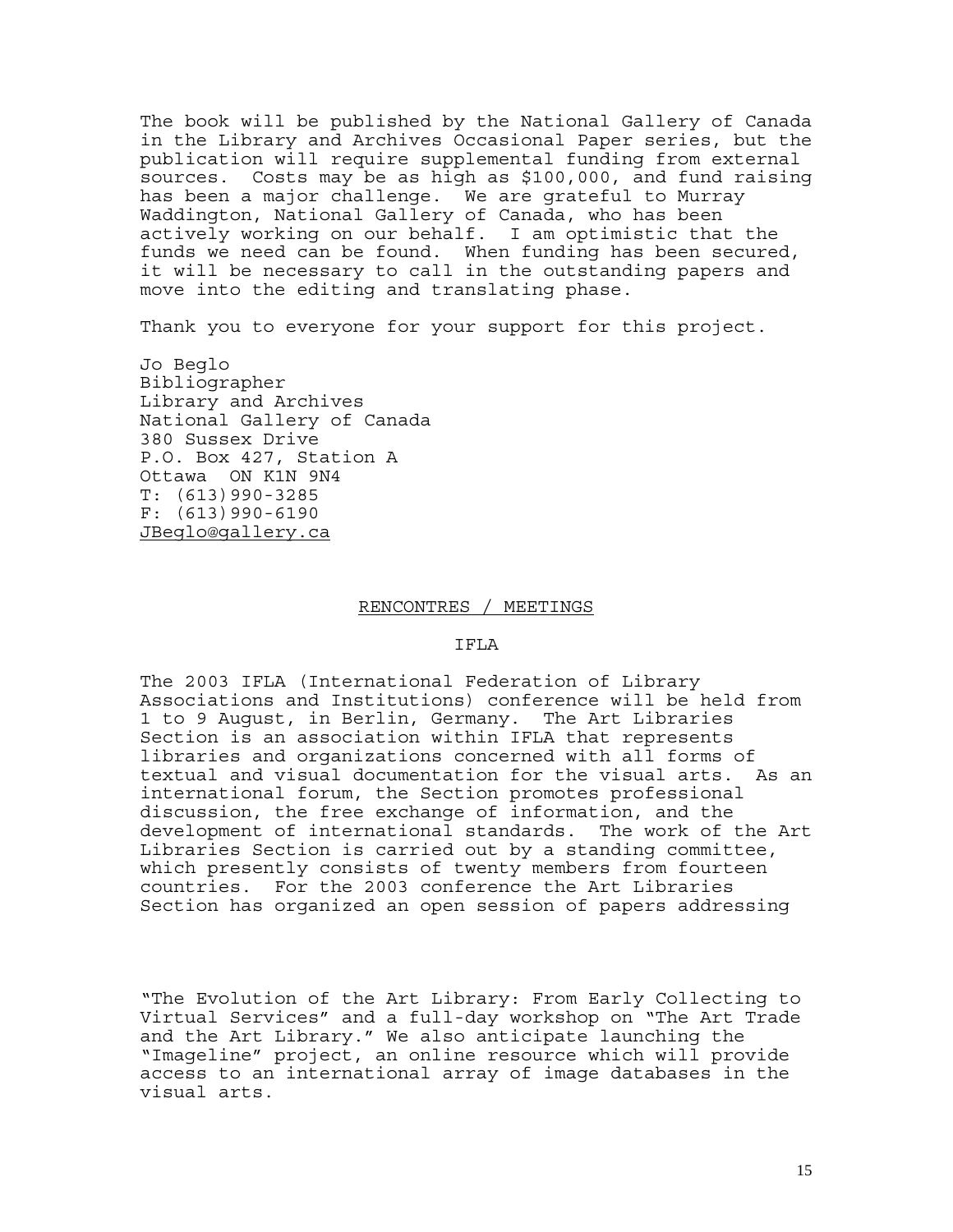The book will be published by the National Gallery of Canada in the Library and Archives Occasional Paper series, but the publication will require supplemental funding from external sources. Costs may be as high as $100,000, and fund raising has been a major challenge. We are grateful to Murray Waddington, National Gallery of Canada, who has been actively working on our behalf. I am optimistic that the funds we need can be found. When funding has been secured, it will be necessary to call in the outstanding papers and move into the editing and translating phase.

Thank you to everyone for your support for this project.

Jo Beglo
Bibliographer
Library and Archives
National Gallery of Canada
380 Sussex Drive
P.O. Box 427, Station A
Ottawa ON K1N 9N4
T: (613)990-3285
F: (613)990-6190
JBeglo@gallery.ca

## RENCONTRES / MEETINGS

### IFLA

The 2003 IFLA (International Federation of Library Associations and Institutions) conference will be held from 1 to 9 August, in Berlin, Germany. The Art Libraries Section is an association within IFLA that represents libraries and organizations concerned with all forms of textual and visual documentation for the visual arts. As an international forum, the Section promotes professional discussion, the free exchange of information, and the development of international standards. The work of the Art Libraries Section is carried out by a standing committee, which presently consists of twenty members from fourteen countries. For the 2003 conference the Art Libraries Section has organized an open session of papers addressing "The Evolution of the Art Library: From Early Collecting to Virtual Services" and a full-day workshop on "The Art Trade and the Art Library." We also anticipate launching the "Imageline" project, an online resource which will provide access to an international array of image databases in the visual arts.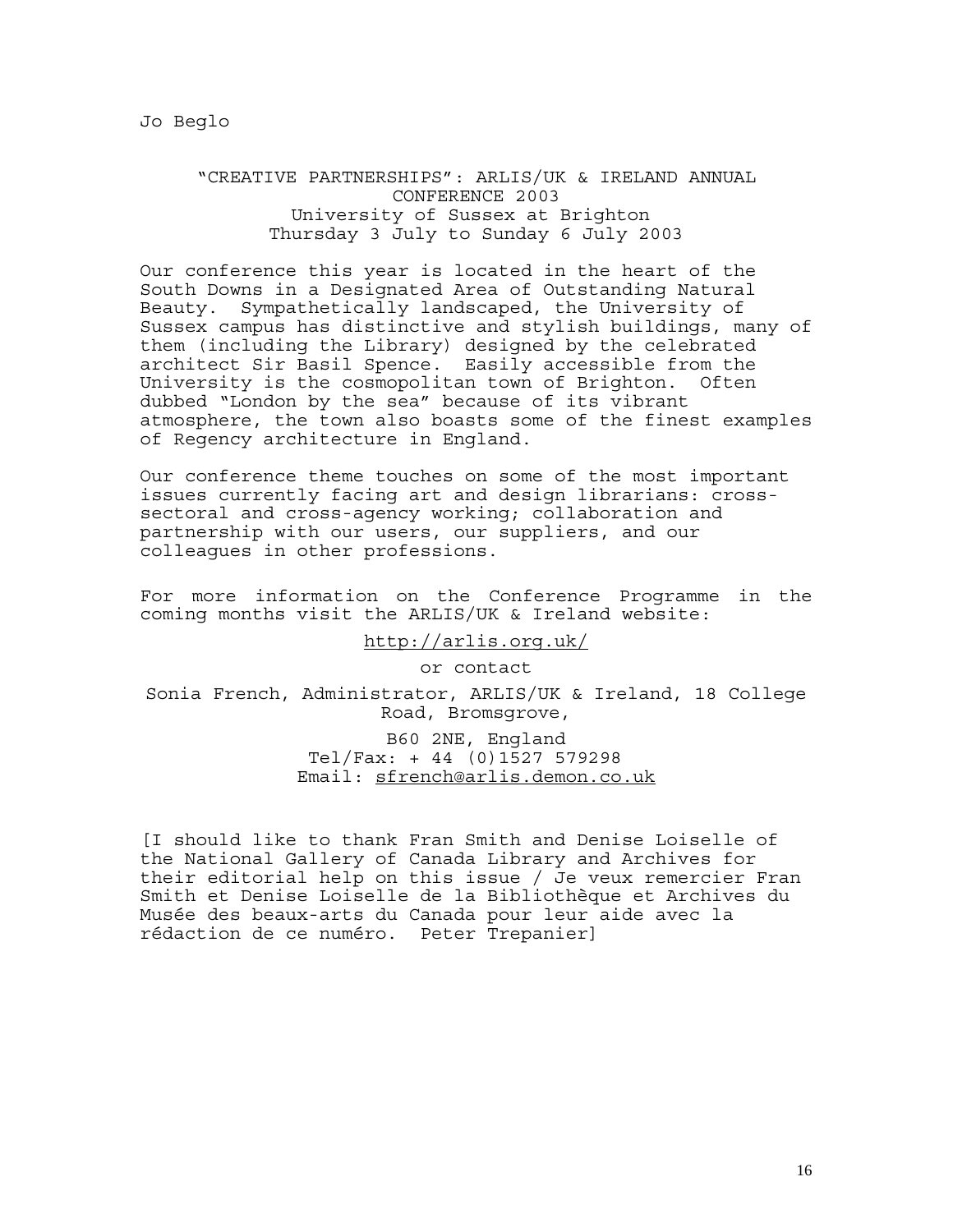Jo Beglo

## "CREATIVE PARTNERSHIPS": ARLIS/UK & IRELAND ANNUAL CONFERENCE 2003
### University of Sussex at Brighton
### Thursday 3 July to Sunday 6 July 2003

Our conference this year is located in the heart of the South Downs in a Designated Area of Outstanding Natural Beauty. Sympathetically landscaped, the University of Sussex campus has distinctive and stylish buildings, many of them (including the Library) designed by the celebrated architect Sir Basil Spence. Easily accessible from the University is the cosmopolitan town of Brighton. Often dubbed "London by the sea" because of its vibrant atmosphere, the town also boasts some of the finest examples of Regency architecture in England.

Our conference theme touches on some of the most important issues currently facing art and design librarians: cross-sectoral and cross-agency working; collaboration and partnership with our users, our suppliers, and our colleagues in other professions.

For more information on the Conference Programme in the coming months visit the ARLIS/UK & Ireland website:

http://arlis.org.uk/

or contact

Sonia French, Administrator, ARLIS/UK & Ireland, 18 College Road, Bromsgrove,
B60 2NE, England
Tel/Fax: + 44 (0)1527 579298
Email: sfrench@arlis.demon.co.uk

[I should like to thank Fran Smith and Denise Loiselle of the National Gallery of Canada Library and Archives for their editorial help on this issue / Je veux remercier Fran Smith et Denise Loiselle de la Bibliothèque et Archives du Musée des beaux-arts du Canada pour leur aide avec la rédaction de ce numéro. Peter Trepanier]